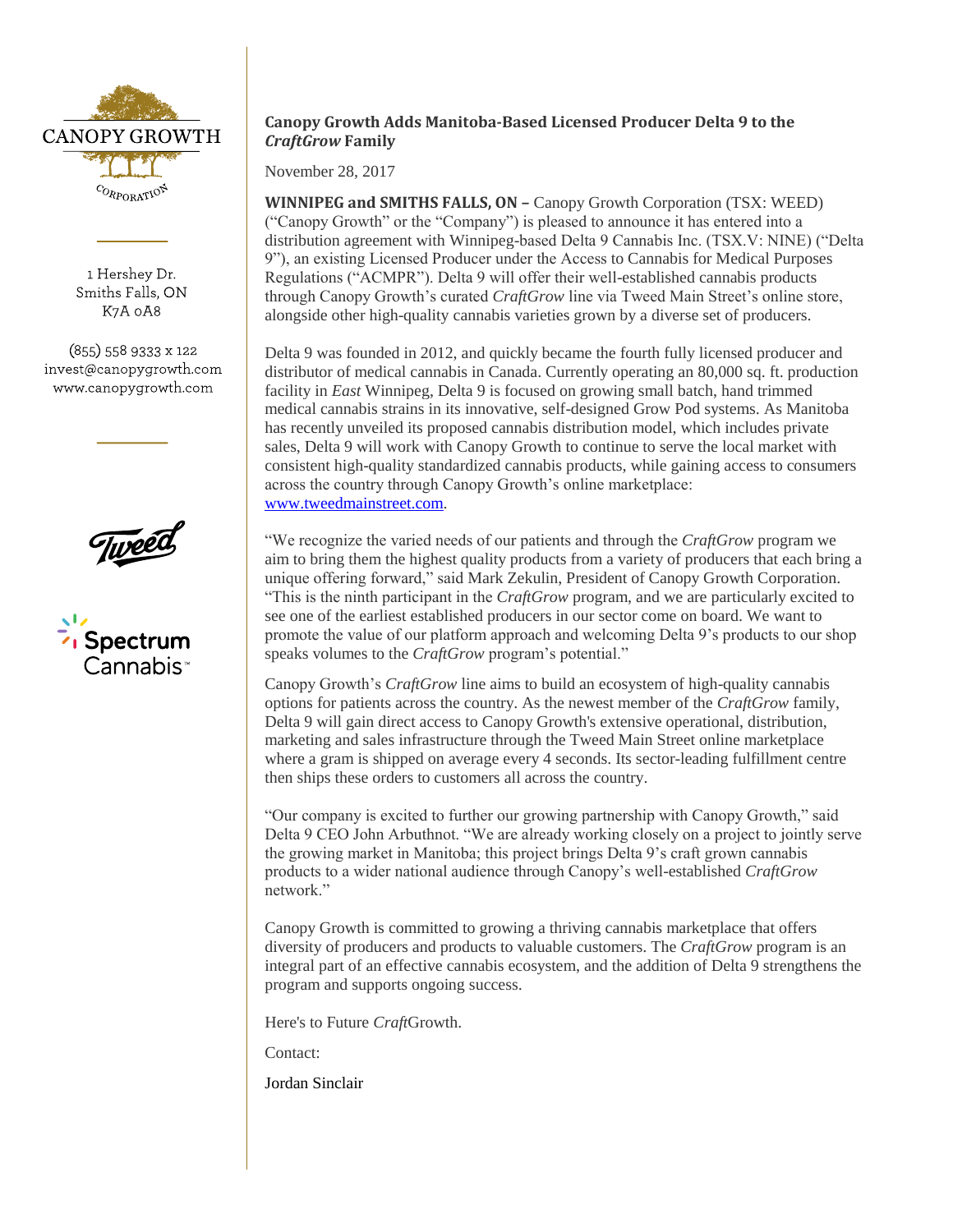CANOPY GROWTH CORPORATION

1 Hershey Dr.
Smiths Falls, ON
K7A 0A8

(855) 558 9333 x 122
invest@canopygrowth.com
www.canopygrowth.com

## Canopy Growth Adds Manitoba-Based Licensed Producer Delta 9 to the *CraftGrow* Family

November 28, 2017

**WINNIPEG and SMITHS FALLS, ON –** Canopy Growth Corporation (TSX: WEED) ("Canopy Growth" or the "Company") is pleased to announce it has entered into a distribution agreement with Winnipeg-based Delta 9 Cannabis Inc. (TSX.V: NINE) ("Delta 9"), an existing Licensed Producer under the Access to Cannabis for Medical Purposes Regulations ("ACMPR"). Delta 9 will offer their well-established cannabis products through Canopy Growth's curated *CraftGrow* line via Tweed Main Street's online store, alongside other high-quality cannabis varieties grown by a diverse set of producers.

Delta 9 was founded in 2012, and quickly became the fourth fully licensed producer and distributor of medical cannabis in Canada. Currently operating an 80,000 sq. ft. production facility in *East* Winnipeg, Delta 9 is focused on growing small batch, hand trimmed medical cannabis strains in its innovative, self-designed Grow Pod systems. As Manitoba has recently unveiled its proposed cannabis distribution model, which includes private sales, Delta 9 will work with Canopy Growth to continue to serve the local market with consistent high-quality standardized cannabis products, while gaining access to consumers across the country through Canopy Growth's online marketplace: www.tweedmainstreet.com.

"We recognize the varied needs of our patients and through the *CraftGrow* program we aim to bring them the highest quality products from a variety of producers that each bring a unique offering forward," said Mark Zekulin, President of Canopy Growth Corporation. "This is the ninth participant in the *CraftGrow* program, and we are particularly excited to see one of the earliest established producers in our sector come on board. We want to promote the value of our platform approach and welcoming Delta 9's products to our shop speaks volumes to the *CraftGrow* program's potential."

Canopy Growth's *CraftGrow* line aims to build an ecosystem of high-quality cannabis options for patients across the country. As the newest member of the *CraftGrow* family, Delta 9 will gain direct access to Canopy Growth's extensive operational, distribution, marketing and sales infrastructure through the Tweed Main Street online marketplace where a gram is shipped on average every 4 seconds. Its sector-leading fulfillment centre then ships these orders to customers all across the country.

"Our company is excited to further our growing partnership with Canopy Growth," said Delta 9 CEO John Arbuthnot. "We are already working closely on a project to jointly serve the growing market in Manitoba; this project brings Delta 9's craft grown cannabis products to a wider national audience through Canopy's well-established *CraftGrow* network."

Canopy Growth is committed to growing a thriving cannabis marketplace that offers diversity of producers and products to valuable customers. The *CraftGrow* program is an integral part of an effective cannabis ecosystem, and the addition of Delta 9 strengthens the program and supports ongoing success.

Here's to Future *Craft*Growth.

Contact:

Jordan Sinclair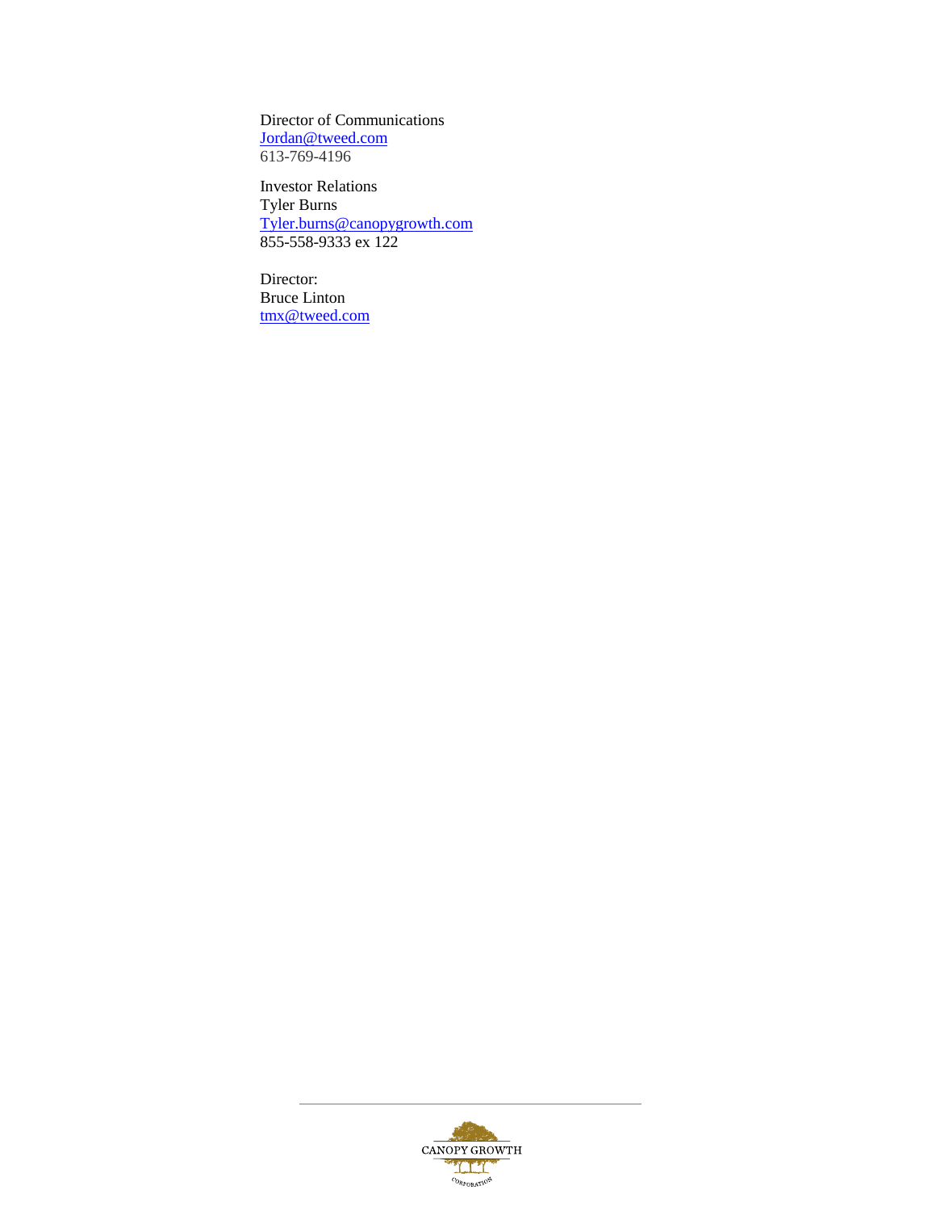Director of Communications
Jordan@tweed.com
613-769-4196

Investor Relations
Tyler Burns
Tyler.burns@canopygrowth.com
855-558-9333 ex 122

Director:
Bruce Linton
tmx@tweed.com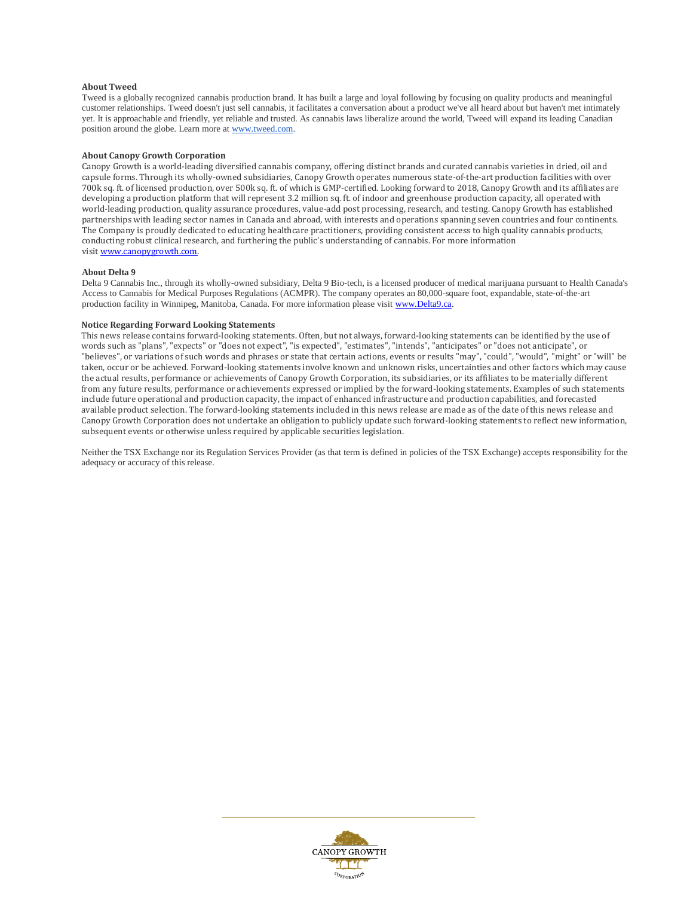**About Tweed**

Tweed is a globally recognized cannabis production brand. It has built a large and loyal following by focusing on quality products and meaningful customer relationships. Tweed doesn't just sell cannabis, it facilitates a conversation about a product we've all heard about but haven't met intimately yet. It is approachable and friendly, yet reliable and trusted. As cannabis laws liberalize around the world, Tweed will expand its leading Canadian position around the globe. Learn more at www.tweed.com.

**About Canopy Growth Corporation**

Canopy Growth is a world-leading diversified cannabis company, offering distinct brands and curated cannabis varieties in dried, oil and capsule forms. Through its wholly-owned subsidiaries, Canopy Growth operates numerous state-of-the-art production facilities with over 700k sq. ft. of licensed production, over 500k sq. ft. of which is GMP-certified. Looking forward to 2018, Canopy Growth and its affiliates are developing a production platform that will represent 3.2 million sq. ft. of indoor and greenhouse production capacity, all operated with world-leading production, quality assurance procedures, value-add post processing, research, and testing. Canopy Growth has established partnerships with leading sector names in Canada and abroad, with interests and operations spanning seven countries and four continents. The Company is proudly dedicated to educating healthcare practitioners, providing consistent access to high quality cannabis products, conducting robust clinical research, and furthering the public's understanding of cannabis. For more information visit www.canopygrowth.com.

**About Delta 9**

Delta 9 Cannabis Inc., through its wholly-owned subsidiary, Delta 9 Bio-tech, is a licensed producer of medical marijuana pursuant to Health Canada's Access to Cannabis for Medical Purposes Regulations (ACMPR). The company operates an 80,000-square foot, expandable, state-of-the-art production facility in Winnipeg, Manitoba, Canada. For more information please visit www.Delta9.ca.

**Notice Regarding Forward Looking Statements**

This news release contains forward-looking statements. Often, but not always, forward-looking statements can be identified by the use of words such as "plans", "expects" or "does not expect", "is expected", "estimates", "intends", "anticipates" or "does not anticipate", or "believes", or variations of such words and phrases or state that certain actions, events or results "may", "could", "would", "might" or "will" be taken, occur or be achieved. Forward-looking statements involve known and unknown risks, uncertainties and other factors which may cause the actual results, performance or achievements of Canopy Growth Corporation, its subsidiaries, or its affiliates to be materially different from any future results, performance or achievements expressed or implied by the forward-looking statements. Examples of such statements include future operational and production capacity, the impact of enhanced infrastructure and production capabilities, and forecasted available product selection. The forward-looking statements included in this news release are made as of the date of this news release and Canopy Growth Corporation does not undertake an obligation to publicly update such forward-looking statements to reflect new information, subsequent events or otherwise unless required by applicable securities legislation.

Neither the TSX Exchange nor its Regulation Services Provider (as that term is defined in policies of the TSX Exchange) accepts responsibility for the adequacy or accuracy of this release.